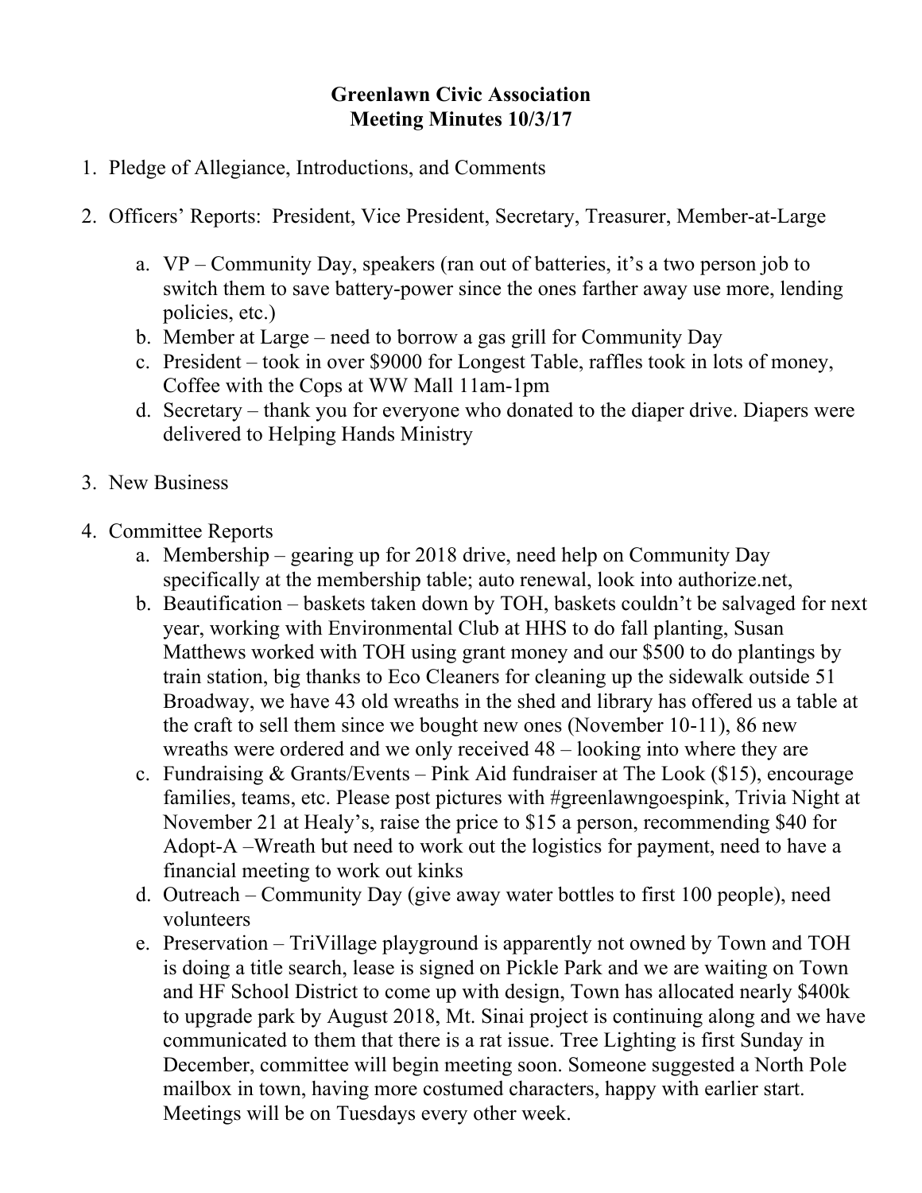**Greenlawn Civic Association**
**Meeting Minutes 10/3/17**

1. Pledge of Allegiance, Introductions, and Comments

2. Officers' Reports: President, Vice President, Secretary, Treasurer, Member-at-Large

   a. VP – Community Day, speakers (ran out of batteries, it's a two person job to switch them to save battery-power since the ones farther away use more, lending policies, etc.)
   b. Member at Large – need to borrow a gas grill for Community Day
   c. President – took in over $9000 for Longest Table, raffles took in lots of money, Coffee with the Cops at WW Mall 11am-1pm
   d. Secretary – thank you for everyone who donated to the diaper drive. Diapers were delivered to Helping Hands Ministry

3. New Business

4. Committee Reports
   a. Membership – gearing up for 2018 drive, need help on Community Day specifically at the membership table; auto renewal, look into authorize.net,
   b. Beautification – baskets taken down by TOH, baskets couldn't be salvaged for next year, working with Environmental Club at HHS to do fall planting, Susan Matthews worked with TOH using grant money and our $500 to do plantings by train station, big thanks to Eco Cleaners for cleaning up the sidewalk outside 51 Broadway, we have 43 old wreaths in the shed and library has offered us a table at the craft to sell them since we bought new ones (November 10-11), 86 new wreaths were ordered and we only received 48 – looking into where they are
   c. Fundraising & Grants/Events – Pink Aid fundraiser at The Look ($15), encourage families, teams, etc. Please post pictures with #greenlawngoespink, Trivia Night at November 21 at Healy's, raise the price to $15 a person, recommending $40 for Adopt-A –Wreath but need to work out the logistics for payment, need to have a financial meeting to work out kinks
   d. Outreach – Community Day (give away water bottles to first 100 people), need volunteers
   e. Preservation – TriVillage playground is apparently not owned by Town and TOH is doing a title search, lease is signed on Pickle Park and we are waiting on Town and HF School District to come up with design, Town has allocated nearly $400k to upgrade park by August 2018, Mt. Sinai project is continuing along and we have communicated to them that there is a rat issue. Tree Lighting is first Sunday in December, committee will begin meeting soon. Someone suggested a North Pole mailbox in town, having more costumed characters, happy with earlier start. Meetings will be on Tuesdays every other week.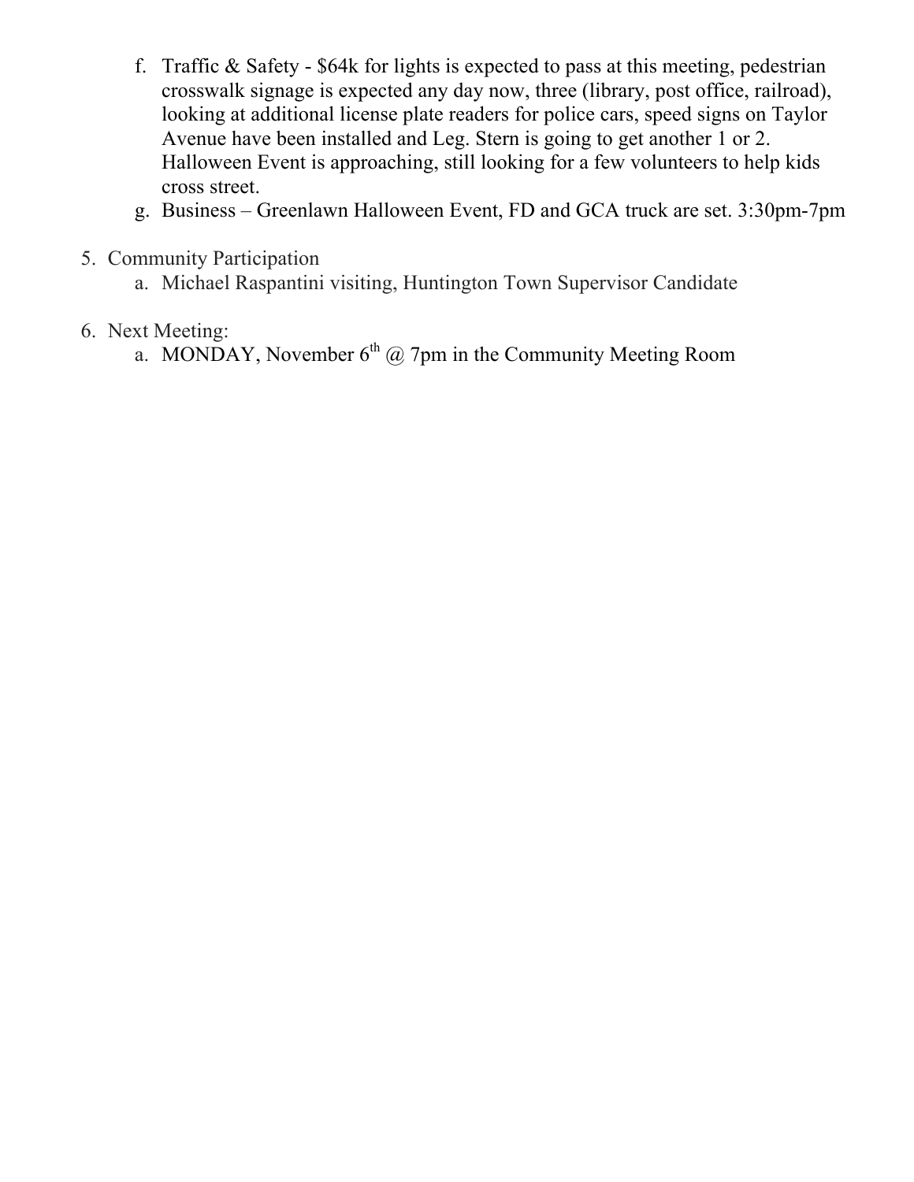f. Traffic & Safety - $64k for lights is expected to pass at this meeting, pedestrian crosswalk signage is expected any day now, three (library, post office, railroad), looking at additional license plate readers for police cars, speed signs on Taylor Avenue have been installed and Leg. Stern is going to get another 1 or 2. Halloween Event is approaching, still looking for a few volunteers to help kids cross street.

g. Business – Greenlawn Halloween Event, FD and GCA truck are set. 3:30pm-7pm

5. Community Participation
   a. Michael Raspantini visiting, Huntington Town Supervisor Candidate

6. Next Meeting:
   a. MONDAY, November 6th @ 7pm in the Community Meeting Room